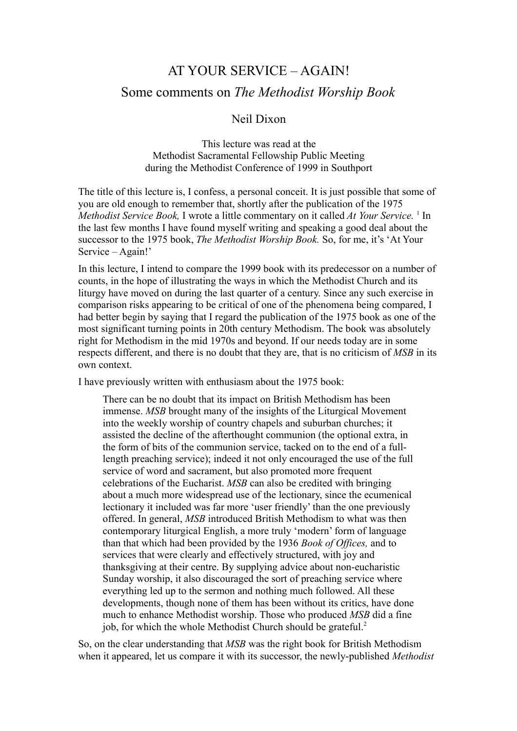# AT YOUR SERVICE – AGAIN!

## Some comments on *The Methodist Worship Book*

Neil Dixon

This lecture was read at the
Methodist Sacramental Fellowship Public Meeting
during the Methodist Conference of 1999 in Southport

The title of this lecture is, I confess, a personal conceit. It is just possible that some of you are old enough to remember that, shortly after the publication of the 1975 *Methodist Service Book,* I wrote a little commentary on it called *At Your Service.* [1] In the last few months I have found myself writing and speaking a good deal about the successor to the 1975 book, *The Methodist Worship Book.* So, for me, it's 'At Your Service – Again!'

In this lecture, I intend to compare the 1999 book with its predecessor on a number of counts, in the hope of illustrating the ways in which the Methodist Church and its liturgy have moved on during the last quarter of a century. Since any such exercise in comparison risks appearing to be critical of one of the phenomena being compared, I had better begin by saying that I regard the publication of the 1975 book as one of the most significant turning points in 20th century Methodism. The book was absolutely right for Methodism in the mid 1970s and beyond. If our needs today are in some respects different, and there is no doubt that they are, that is no criticism of *MSB* in its own context.

I have previously written with enthusiasm about the 1975 book:

> There can be no doubt that its impact on British Methodism has been immense. *MSB* brought many of the insights of the Liturgical Movement into the weekly worship of country chapels and suburban churches; it assisted the decline of the afterthought communion (the optional extra, in the form of bits of the communion service, tacked on to the end of a full-length preaching service); indeed it not only encouraged the use of the full service of word and sacrament, but also promoted more frequent celebrations of the Eucharist. *MSB* can also be credited with bringing about a much more widespread use of the lectionary, since the ecumenical lectionary it included was far more 'user friendly' than the one previously offered. In general, *MSB* introduced British Methodism to what was then contemporary liturgical English, a more truly 'modern' form of language than that which had been provided by the 1936 *Book of Offices,* and to services that were clearly and effectively structured, with joy and thanksgiving at their centre. By supplying advice about non-eucharistic Sunday worship, it also discouraged the sort of preaching service where everything led up to the sermon and nothing much followed. All these developments, though none of them has been without its critics, have done much to enhance Methodist worship. Those who produced *MSB* did a fine job, for which the whole Methodist Church should be grateful.[2]

So, on the clear understanding that *MSB* was the right book for British Methodism when it appeared, let us compare it with its successor, the newly-published *Methodist*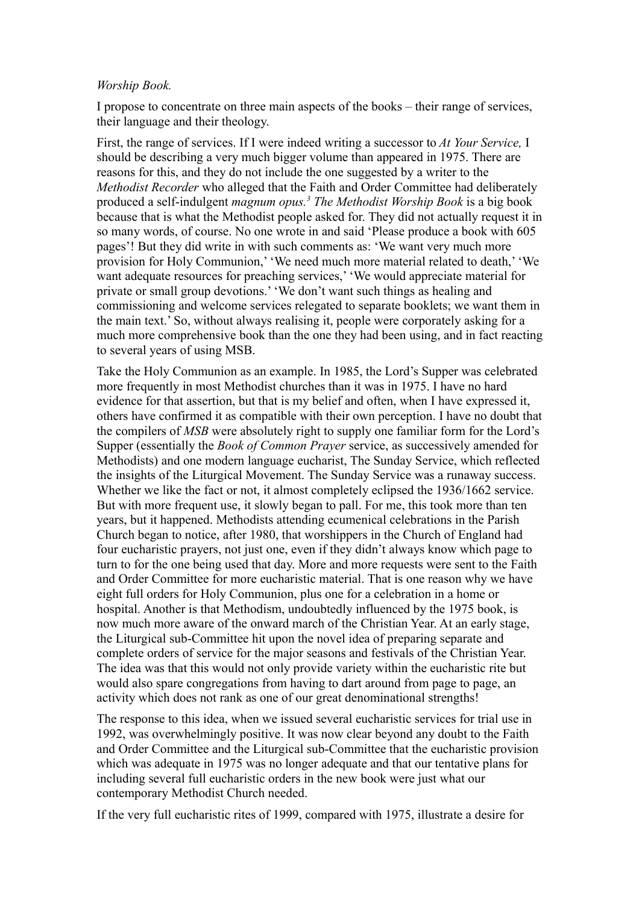*Worship Book.*

I propose to concentrate on three main aspects of the books – their range of services, their language and their theology.

First, the range of services. If I were indeed writing a successor to *At Your Service,* I should be describing a very much bigger volume than appeared in 1975. There are reasons for this, and they do not include the one suggested by a writer to the *Methodist Recorder* who alleged that the Faith and Order Committee had deliberately produced a self-indulgent *magnum opus.*[3] *The Methodist Worship Book* is a big book because that is what the Methodist people asked for. They did not actually request it in so many words, of course. No one wrote in and said 'Please produce a book with 605 pages'! But they did write in with such comments as: 'We want very much more provision for Holy Communion,' 'We need much more material related to death,' 'We want adequate resources for preaching services,' 'We would appreciate material for private or small group devotions.' 'We don't want such things as healing and commissioning and welcome services relegated to separate booklets; we want them in the main text.' So, without always realising it, people were corporately asking for a much more comprehensive book than the one they had been using, and in fact reacting to several years of using MSB.

Take the Holy Communion as an example. In 1985, the Lord's Supper was celebrated more frequently in most Methodist churches than it was in 1975. I have no hard evidence for that assertion, but that is my belief and often, when I have expressed it, others have confirmed it as compatible with their own perception. I have no doubt that the compilers of *MSB* were absolutely right to supply one familiar form for the Lord's Supper (essentially the *Book of Common Prayer* service, as successively amended for Methodists) and one modern language eucharist, The Sunday Service, which reflected the insights of the Liturgical Movement. The Sunday Service was a runaway success. Whether we like the fact or not, it almost completely eclipsed the 1936/1662 service. But with more frequent use, it slowly began to pall. For me, this took more than ten years, but it happened. Methodists attending ecumenical celebrations in the Parish Church began to notice, after 1980, that worshippers in the Church of England had four eucharistic prayers, not just one, even if they didn't always know which page to turn to for the one being used that day. More and more requests were sent to the Faith and Order Committee for more eucharistic material. That is one reason why we have eight full orders for Holy Communion, plus one for a celebration in a home or hospital. Another is that Methodism, undoubtedly influenced by the 1975 book, is now much more aware of the onward march of the Christian Year. At an early stage, the Liturgical sub-Committee hit upon the novel idea of preparing separate and complete orders of service for the major seasons and festivals of the Christian Year. The idea was that this would not only provide variety within the eucharistic rite but would also spare congregations from having to dart around from page to page, an activity which does not rank as one of our great denominational strengths!

The response to this idea, when we issued several eucharistic services for trial use in 1992, was overwhelmingly positive. It was now clear beyond any doubt to the Faith and Order Committee and the Liturgical sub-Committee that the eucharistic provision which was adequate in 1975 was no longer adequate and that our tentative plans for including several full eucharistic orders in the new book were just what our contemporary Methodist Church needed.

If the very full eucharistic rites of 1999, compared with 1975, illustrate a desire for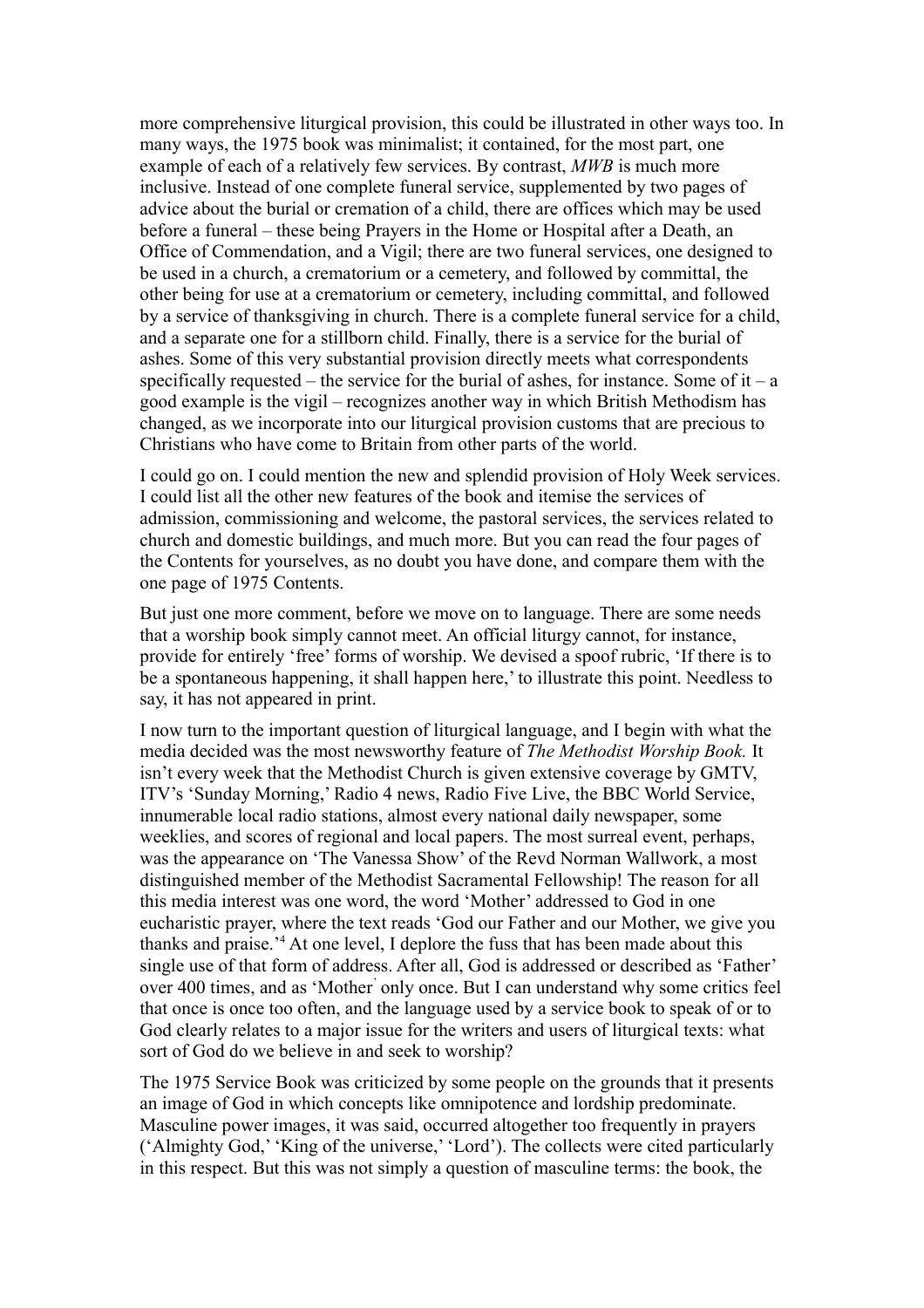more comprehensive liturgical provision, this could be illustrated in other ways too. In many ways, the 1975 book was minimalist; it contained, for the most part, one example of each of a relatively few services. By contrast, *MWB* is much more inclusive. Instead of one complete funeral service, supplemented by two pages of advice about the burial or cremation of a child, there are offices which may be used before a funeral – these being Prayers in the Home or Hospital after a Death, an Office of Commendation, and a Vigil; there are two funeral services, one designed to be used in a church, a crematorium or a cemetery, and followed by committal, the other being for use at a crematorium or cemetery, including committal, and followed by a service of thanksgiving in church. There is a complete funeral service for a child, and a separate one for a stillborn child. Finally, there is a service for the burial of ashes. Some of this very substantial provision directly meets what correspondents specifically requested – the service for the burial of ashes, for instance. Some of it – a good example is the vigil – recognizes another way in which British Methodism has changed, as we incorporate into our liturgical provision customs that are precious to Christians who have come to Britain from other parts of the world.

I could go on. I could mention the new and splendid provision of Holy Week services. I could list all the other new features of the book and itemise the services of admission, commissioning and welcome, the pastoral services, the services related to church and domestic buildings, and much more. But you can read the four pages of the Contents for yourselves, as no doubt you have done, and compare them with the one page of 1975 Contents.

But just one more comment, before we move on to language. There are some needs that a worship book simply cannot meet. An official liturgy cannot, for instance, provide for entirely 'free' forms of worship. We devised a spoof rubric, 'If there is to be a spontaneous happening, it shall happen here,' to illustrate this point. Needless to say, it has not appeared in print.

I now turn to the important question of liturgical language, and I begin with what the media decided was the most newsworthy feature of *The Methodist Worship Book.* It isn't every week that the Methodist Church is given extensive coverage by GMTV, ITV's 'Sunday Morning,' Radio 4 news, Radio Five Live, the BBC World Service, innumerable local radio stations, almost every national daily newspaper, some weeklies, and scores of regional and local papers. The most surreal event, perhaps, was the appearance on 'The Vanessa Show' of the Revd Norman Wallwork, a most distinguished member of the Methodist Sacramental Fellowship! The reason for all this media interest was one word, the word 'Mother' addressed to God in one eucharistic prayer, where the text reads 'God our Father and our Mother, we give you thanks and praise.'[4] At one level, I deplore the fuss that has been made about this single use of that form of address. After all, God is addressed or described as 'Father' over 400 times, and as 'Mother' only once. But I can understand why some critics feel that once is once too often, and the language used by a service book to speak of or to God clearly relates to a major issue for the writers and users of liturgical texts: what sort of God do we believe in and seek to worship?

The 1975 Service Book was criticized by some people on the grounds that it presents an image of God in which concepts like omnipotence and lordship predominate. Masculine power images, it was said, occurred altogether too frequently in prayers ('Almighty God,' 'King of the universe,' 'Lord'). The collects were cited particularly in this respect. But this was not simply a question of masculine terms: the book, the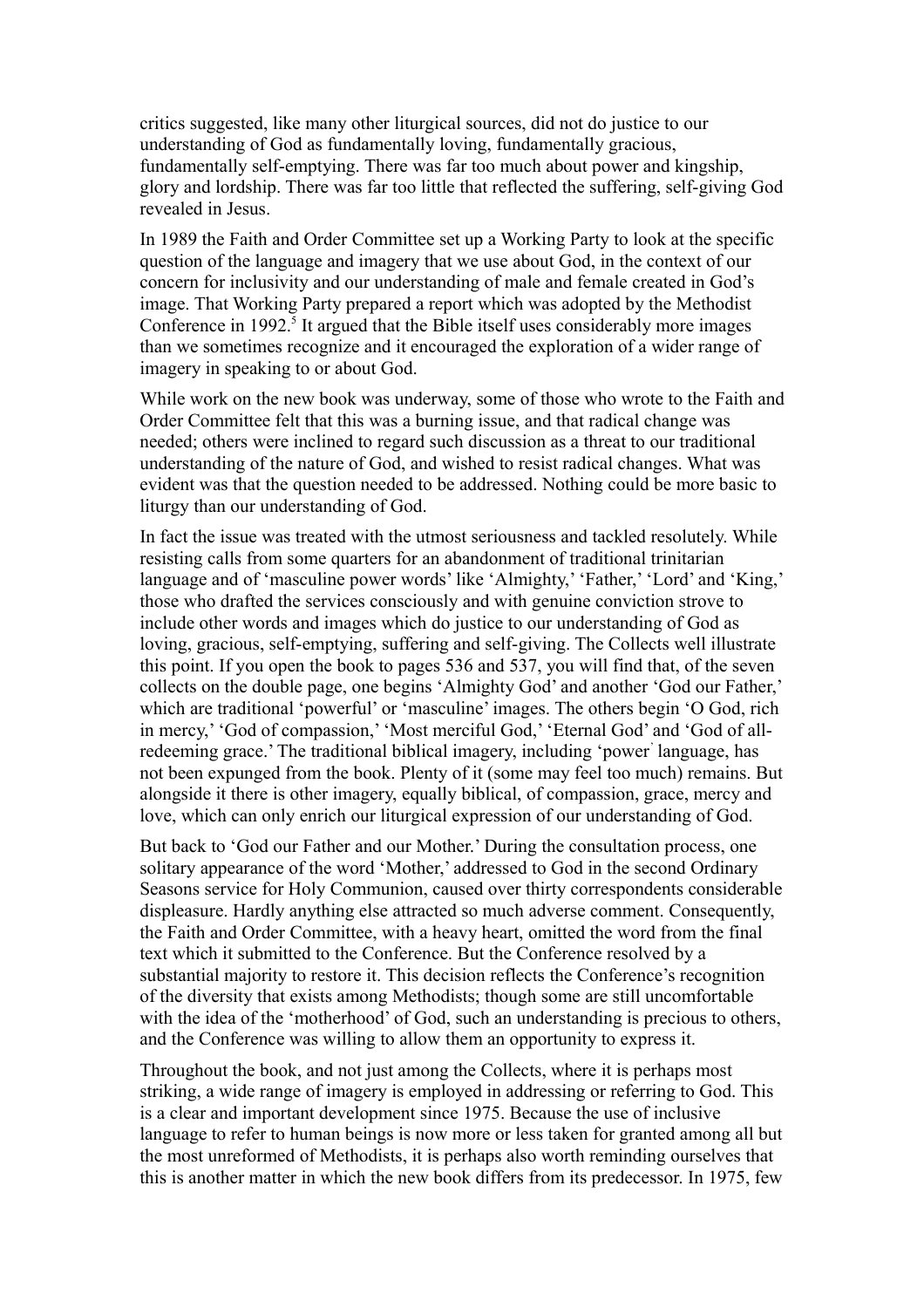critics suggested, like many other liturgical sources, did not do justice to our understanding of God as fundamentally loving, fundamentally gracious, fundamentally self-emptying. There was far too much about power and kingship, glory and lordship. There was far too little that reflected the suffering, self-giving God revealed in Jesus.

In 1989 the Faith and Order Committee set up a Working Party to look at the specific question of the language and imagery that we use about God, in the context of our concern for inclusivity and our understanding of male and female created in God's image. That Working Party prepared a report which was adopted by the Methodist Conference in 1992.[5] It argued that the Bible itself uses considerably more images than we sometimes recognize and it encouraged the exploration of a wider range of imagery in speaking to or about God.

While work on the new book was underway, some of those who wrote to the Faith and Order Committee felt that this was a burning issue, and that radical change was needed; others were inclined to regard such discussion as a threat to our traditional understanding of the nature of God, and wished to resist radical changes. What was evident was that the question needed to be addressed. Nothing could be more basic to liturgy than our understanding of God.

In fact the issue was treated with the utmost seriousness and tackled resolutely. While resisting calls from some quarters for an abandonment of traditional trinitarian language and of 'masculine power words' like 'Almighty,' 'Father,' 'Lord' and 'King,' those who drafted the services consciously and with genuine conviction strove to include other words and images which do justice to our understanding of God as loving, gracious, self-emptying, suffering and self-giving. The Collects well illustrate this point. If you open the book to pages 536 and 537, you will find that, of the seven collects on the double page, one begins 'Almighty God' and another 'God our Father,' which are traditional 'powerful' or 'masculine' images. The others begin 'O God, rich in mercy,' 'God of compassion,' 'Most merciful God,' 'Eternal God' and 'God of all-redeeming grace.' The traditional biblical imagery, including 'power' language, has not been expunged from the book. Plenty of it (some may feel too much) remains. But alongside it there is other imagery, equally biblical, of compassion, grace, mercy and love, which can only enrich our liturgical expression of our understanding of God.

But back to 'God our Father and our Mother.' During the consultation process, one solitary appearance of the word 'Mother,' addressed to God in the second Ordinary Seasons service for Holy Communion, caused over thirty correspondents considerable displeasure. Hardly anything else attracted so much adverse comment. Consequently, the Faith and Order Committee, with a heavy heart, omitted the word from the final text which it submitted to the Conference. But the Conference resolved by a substantial majority to restore it. This decision reflects the Conference's recognition of the diversity that exists among Methodists; though some are still uncomfortable with the idea of the 'motherhood' of God, such an understanding is precious to others, and the Conference was willing to allow them an opportunity to express it.

Throughout the book, and not just among the Collects, where it is perhaps most striking, a wide range of imagery is employed in addressing or referring to God. This is a clear and important development since 1975. Because the use of inclusive language to refer to human beings is now more or less taken for granted among all but the most unreformed of Methodists, it is perhaps also worth reminding ourselves that this is another matter in which the new book differs from its predecessor. In 1975, few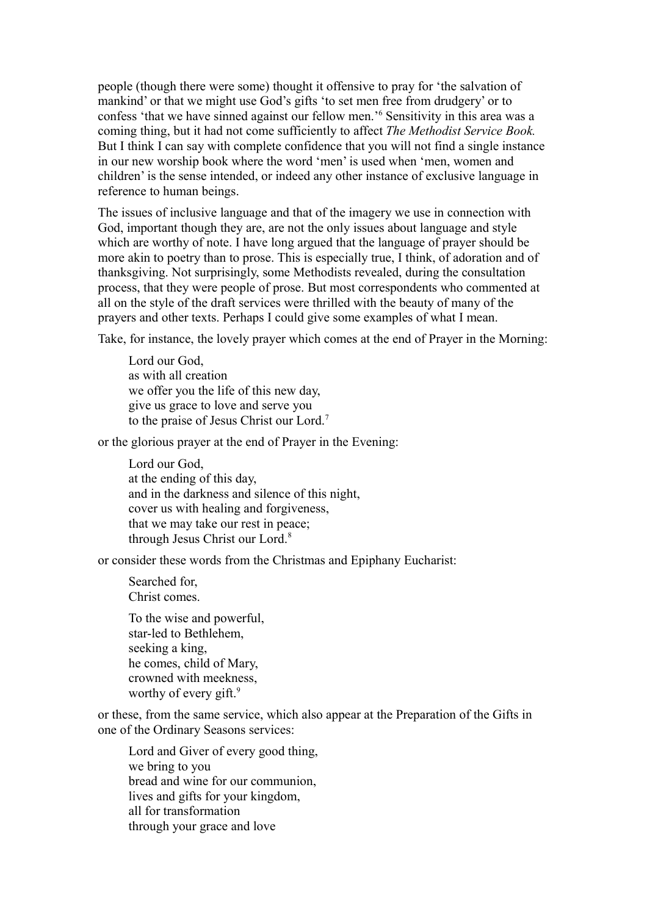people (though there were some) thought it offensive to pray for 'the salvation of mankind' or that we might use God's gifts 'to set men free from drudgery' or to confess 'that we have sinned against our fellow men.'[6] Sensitivity in this area was a coming thing, but it had not come sufficiently to affect *The Methodist Service Book.* But I think I can say with complete confidence that you will not find a single instance in our new worship book where the word 'men' is used when 'men, women and children' is the sense intended, or indeed any other instance of exclusive language in reference to human beings.

The issues of inclusive language and that of the imagery we use in connection with God, important though they are, are not the only issues about language and style which are worthy of note. I have long argued that the language of prayer should be more akin to poetry than to prose. This is especially true, I think, of adoration and of thanksgiving. Not surprisingly, some Methodists revealed, during the consultation process, that they were people of prose. But most correspondents who commented at all on the style of the draft services were thrilled with the beauty of many of the prayers and other texts. Perhaps I could give some examples of what I mean.

Take, for instance, the lovely prayer which comes at the end of Prayer in the Morning:

> Lord our God,
> as with all creation
> we offer you the life of this new day,
> give us grace to love and serve you
> to the praise of Jesus Christ our Lord.[7]

or the glorious prayer at the end of Prayer in the Evening:

> Lord our God,
> at the ending of this day,
> and in the darkness and silence of this night,
> cover us with healing and forgiveness,
> that we may take our rest in peace;
> through Jesus Christ our Lord.[8]

or consider these words from the Christmas and Epiphany Eucharist:

> Searched for,
> Christ comes.
>
> To the wise and powerful,
> star-led to Bethlehem,
> seeking a king,
> he comes, child of Mary,
> crowned with meekness,
> worthy of every gift.[9]

or these, from the same service, which also appear at the Preparation of the Gifts in one of the Ordinary Seasons services:

> Lord and Giver of every good thing,
> we bring to you
> bread and wine for our communion,
> lives and gifts for your kingdom,
> all for transformation
> through your grace and love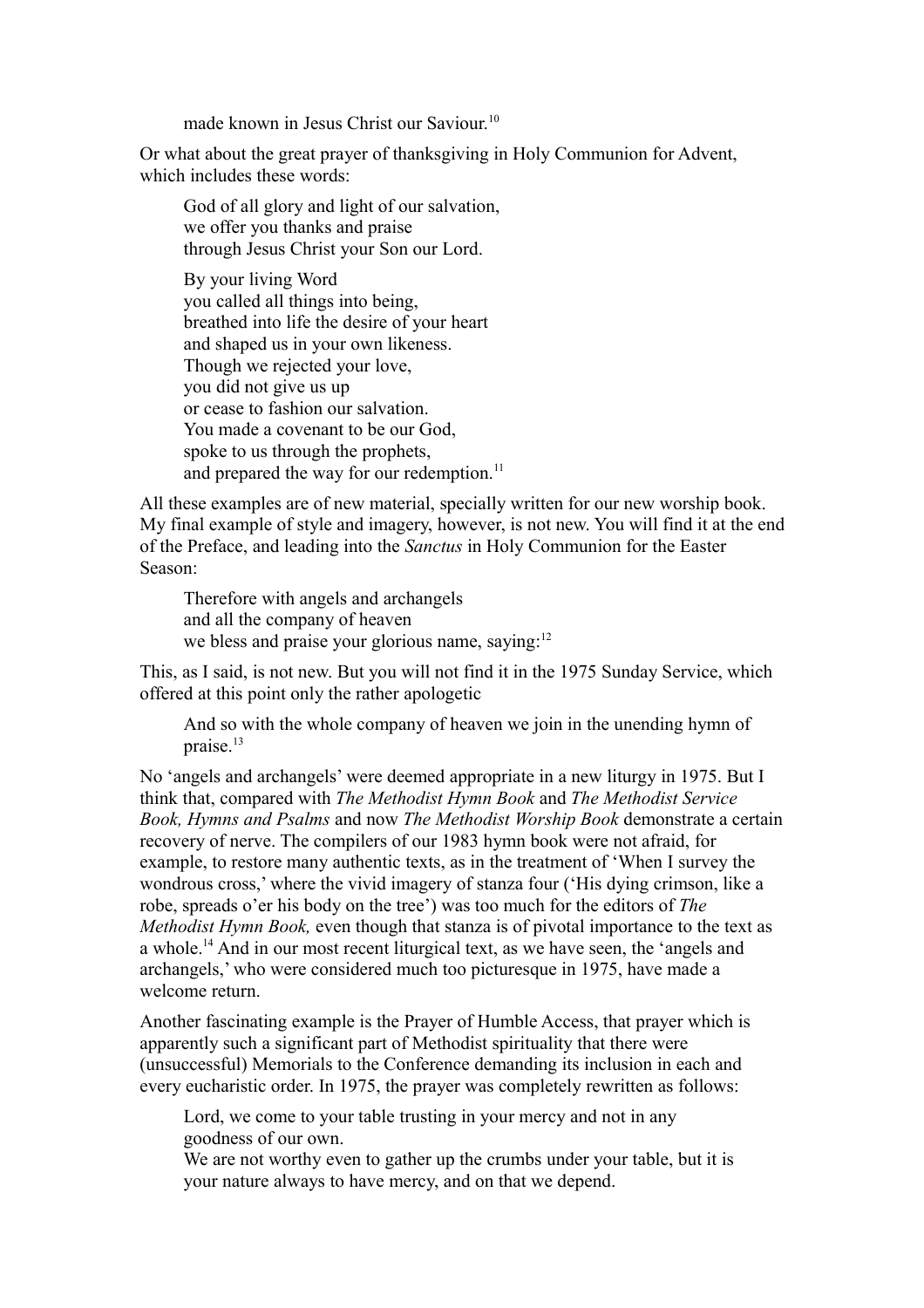made known in Jesus Christ our Saviour.[10]

Or what about the great prayer of thanksgiving in Holy Communion for Advent, which includes these words:

> God of all glory and light of our salvation,
> we offer you thanks and praise
> through Jesus Christ your Son our Lord.
>
> By your living Word
> you called all things into being,
> breathed into life the desire of your heart
> and shaped us in your own likeness.
> Though we rejected your love,
> you did not give us up
> or cease to fashion our salvation.
> You made a covenant to be our God,
> spoke to us through the prophets,
> and prepared the way for our redemption.[11]

All these examples are of new material, specially written for our new worship book. My final example of style and imagery, however, is not new. You will find it at the end of the Preface, and leading into the *Sanctus* in Holy Communion for the Easter Season:

> Therefore with angels and archangels
> and all the company of heaven
> we bless and praise your glorious name, saying:[12]

This, as I said, is not new. But you will not find it in the 1975 Sunday Service, which offered at this point only the rather apologetic

> And so with the whole company of heaven we join in the unending hymn of praise.[13]

No 'angels and archangels' were deemed appropriate in a new liturgy in 1975. But I think that, compared with *The Methodist Hymn Book* and *The Methodist Service Book, Hymns and Psalms* and now *The Methodist Worship Book* demonstrate a certain recovery of nerve. The compilers of our 1983 hymn book were not afraid, for example, to restore many authentic texts, as in the treatment of 'When I survey the wondrous cross,' where the vivid imagery of stanza four ('His dying crimson, like a robe, spreads o'er his body on the tree') was too much for the editors of *The Methodist Hymn Book,* even though that stanza is of pivotal importance to the text as a whole.[14] And in our most recent liturgical text, as we have seen, the 'angels and archangels,' who were considered much too picturesque in 1975, have made a welcome return.

Another fascinating example is the Prayer of Humble Access, that prayer which is apparently such a significant part of Methodist spirituality that there were (unsuccessful) Memorials to the Conference demanding its inclusion in each and every eucharistic order. In 1975, the prayer was completely rewritten as follows:

> Lord, we come to your table trusting in your mercy and not in any goodness of our own.
> We are not worthy even to gather up the crumbs under your table, but it is your nature always to have mercy, and on that we depend.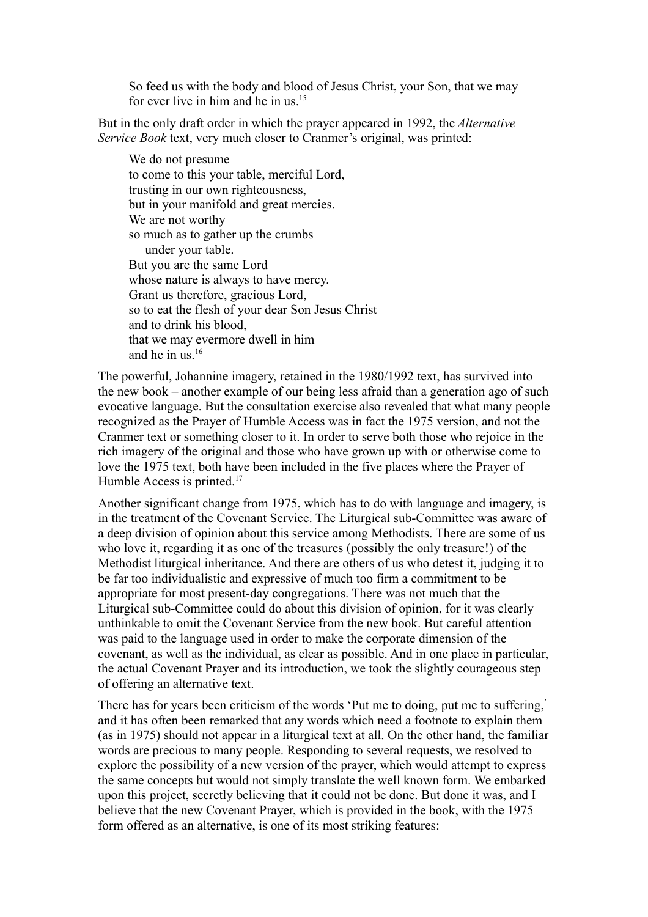So feed us with the body and blood of Jesus Christ, your Son, that we may for ever live in him and he in us.[15]

But in the only draft order in which the prayer appeared in 1992, the *Alternative Service Book* text, very much closer to Cranmer's original, was printed:

> We do not presume
> to come to this your table, merciful Lord,
> trusting in our own righteousness,
> but in your manifold and great mercies.
> We are not worthy
> so much as to gather up the crumbs
>     under your table.
> But you are the same Lord
> whose nature is always to have mercy.
> Grant us therefore, gracious Lord,
> so to eat the flesh of your dear Son Jesus Christ
> and to drink his blood,
> that we may evermore dwell in him
> and he in us.[16]

The powerful, Johannine imagery, retained in the 1980/1992 text, has survived into the new book – another example of our being less afraid than a generation ago of such evocative language. But the consultation exercise also revealed that what many people recognized as the Prayer of Humble Access was in fact the 1975 version, and not the Cranmer text or something closer to it. In order to serve both those who rejoice in the rich imagery of the original and those who have grown up with or otherwise come to love the 1975 text, both have been included in the five places where the Prayer of Humble Access is printed.[17]

Another significant change from 1975, which has to do with language and imagery, is in the treatment of the Covenant Service. The Liturgical sub-Committee was aware of a deep division of opinion about this service among Methodists. There are some of us who love it, regarding it as one of the treasures (possibly the only treasure!) of the Methodist liturgical inheritance. And there are others of us who detest it, judging it to be far too individualistic and expressive of much too firm a commitment to be appropriate for most present-day congregations. There was not much that the Liturgical sub-Committee could do about this division of opinion, for it was clearly unthinkable to omit the Covenant Service from the new book. But careful attention was paid to the language used in order to make the corporate dimension of the covenant, as well as the individual, as clear as possible. And in one place in particular, the actual Covenant Prayer and its introduction, we took the slightly courageous step of offering an alternative text.

There has for years been criticism of the words 'Put me to doing, put me to suffering,' and it has often been remarked that any words which need a footnote to explain them (as in 1975) should not appear in a liturgical text at all. On the other hand, the familiar words are precious to many people. Responding to several requests, we resolved to explore the possibility of a new version of the prayer, which would attempt to express the same concepts but would not simply translate the well known form. We embarked upon this project, secretly believing that it could not be done. But done it was, and I believe that the new Covenant Prayer, which is provided in the book, with the 1975 form offered as an alternative, is one of its most striking features: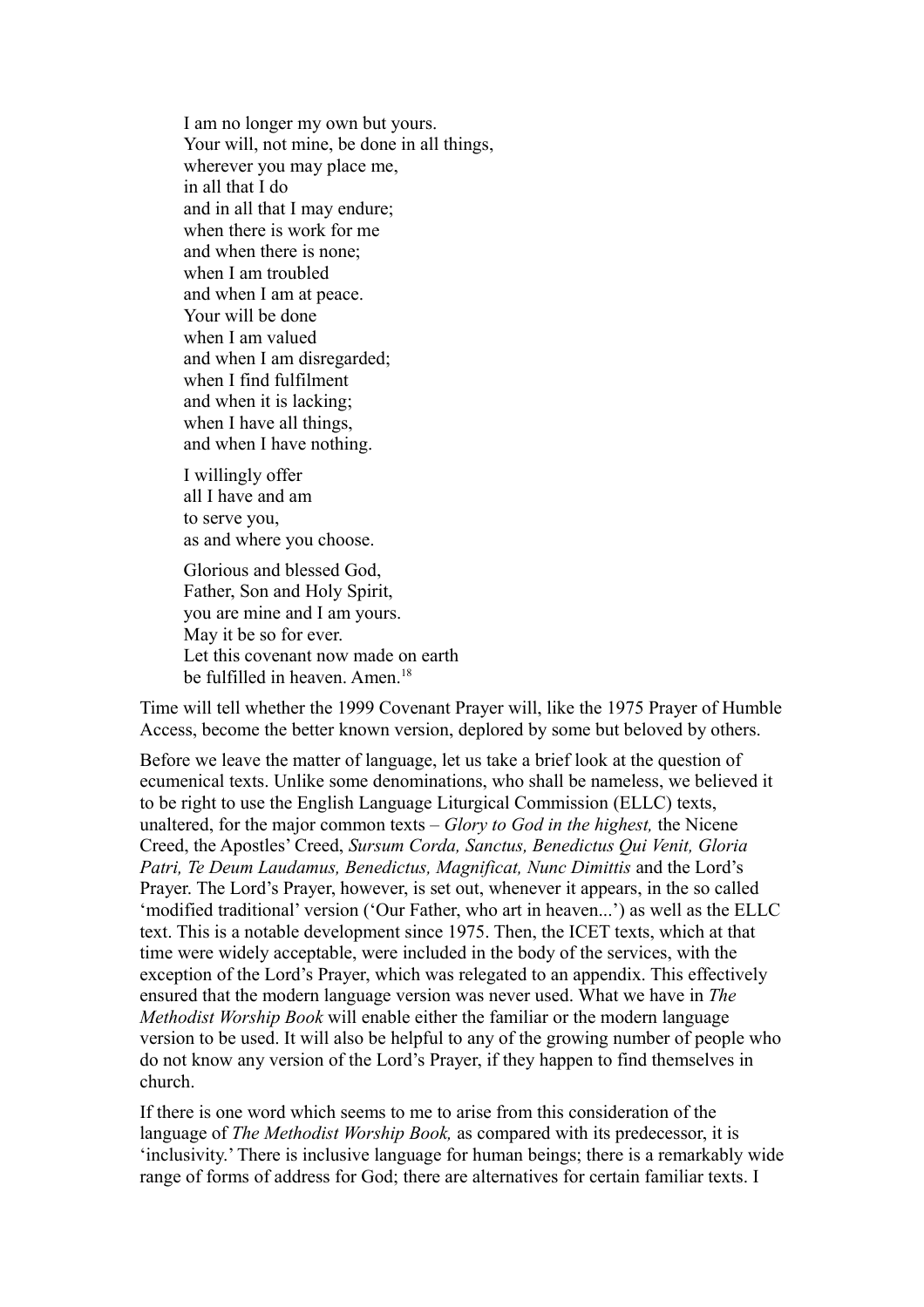I am no longer my own but yours.
Your will, not mine, be done in all things,
wherever you may place me,
in all that I do
and in all that I may endure;
when there is work for me
and when there is none;
when I am troubled
and when I am at peace.
Your will be done
when I am valued
and when I am disregarded;
when I find fulfilment
and when it is lacking;
when I have all things,
and when I have nothing.

I willingly offer
all I have and am
to serve you,
as and where you choose.

Glorious and blessed God,
Father, Son and Holy Spirit,
you are mine and I am yours.
May it be so for ever.
Let this covenant now made on earth
be fulfilled in heaven. Amen.[18]

Time will tell whether the 1999 Covenant Prayer will, like the 1975 Prayer of Humble Access, become the better known version, deplored by some but beloved by others.

Before we leave the matter of language, let us take a brief look at the question of ecumenical texts. Unlike some denominations, who shall be nameless, we believed it to be right to use the English Language Liturgical Commission (ELLC) texts, unaltered, for the major common texts – *Glory to God in the highest,* the Nicene Creed, the Apostles' Creed, *Sursum Corda, Sanctus, Benedictus Qui Venit, Gloria Patri, Te Deum Laudamus, Benedictus, Magnificat, Nunc Dimittis* and the Lord's Prayer. The Lord's Prayer, however, is set out, whenever it appears, in the so called 'modified traditional' version ('Our Father, who art in heaven...') as well as the ELLC text. This is a notable development since 1975. Then, the ICET texts, which at that time were widely acceptable, were included in the body of the services, with the exception of the Lord's Prayer, which was relegated to an appendix. This effectively ensured that the modern language version was never used. What we have in *The Methodist Worship Book* will enable either the familiar or the modern language version to be used. It will also be helpful to any of the growing number of people who do not know any version of the Lord's Prayer, if they happen to find themselves in church.

If there is one word which seems to me to arise from this consideration of the language of *The Methodist Worship Book,* as compared with its predecessor, it is 'inclusivity.' There is inclusive language for human beings; there is a remarkably wide range of forms of address for God; there are alternatives for certain familiar texts. I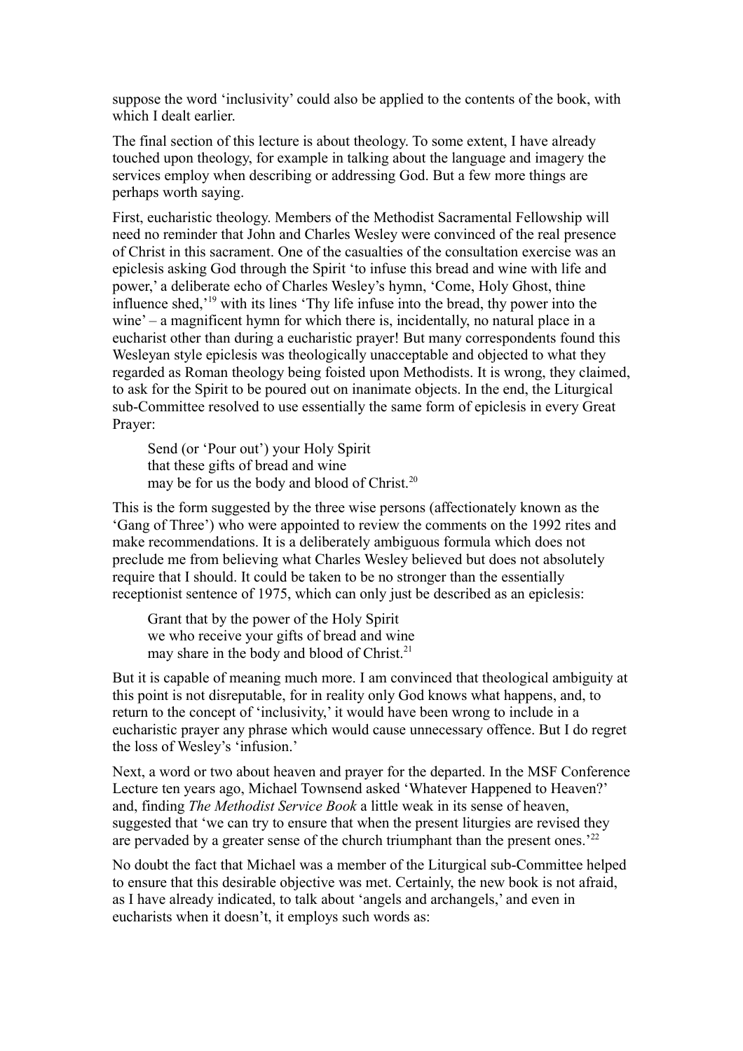suppose the word 'inclusivity' could also be applied to the contents of the book, with which I dealt earlier.

The final section of this lecture is about theology. To some extent, I have already touched upon theology, for example in talking about the language and imagery the services employ when describing or addressing God. But a few more things are perhaps worth saying.

First, eucharistic theology. Members of the Methodist Sacramental Fellowship will need no reminder that John and Charles Wesley were convinced of the real presence of Christ in this sacrament. One of the casualties of the consultation exercise was an epiclesis asking God through the Spirit 'to infuse this bread and wine with life and power,' a deliberate echo of Charles Wesley's hymn, 'Come, Holy Ghost, thine influence shed,'[19] with its lines 'Thy life infuse into the bread, thy power into the wine' – a magnificent hymn for which there is, incidentally, no natural place in a eucharist other than during a eucharistic prayer! But many correspondents found this Wesleyan style epiclesis was theologically unacceptable and objected to what they regarded as Roman theology being foisted upon Methodists. It is wrong, they claimed, to ask for the Spirit to be poured out on inanimate objects. In the end, the Liturgical sub-Committee resolved to use essentially the same form of epiclesis in every Great Prayer:

> Send (or 'Pour out') your Holy Spirit
> that these gifts of bread and wine
> may be for us the body and blood of Christ.[20]

This is the form suggested by the three wise persons (affectionately known as the 'Gang of Three') who were appointed to review the comments on the 1992 rites and make recommendations. It is a deliberately ambiguous formula which does not preclude me from believing what Charles Wesley believed but does not absolutely require that I should. It could be taken to be no stronger than the essentially receptionist sentence of 1975, which can only just be described as an epiclesis:

> Grant that by the power of the Holy Spirit
> we who receive your gifts of bread and wine
> may share in the body and blood of Christ.[21]

But it is capable of meaning much more. I am convinced that theological ambiguity at this point is not disreputable, for in reality only God knows what happens, and, to return to the concept of 'inclusivity,' it would have been wrong to include in a eucharistic prayer any phrase which would cause unnecessary offence. But I do regret the loss of Wesley's 'infusion.'

Next, a word or two about heaven and prayer for the departed. In the MSF Conference Lecture ten years ago, Michael Townsend asked 'Whatever Happened to Heaven?' and, finding *The Methodist Service Book* a little weak in its sense of heaven, suggested that 'we can try to ensure that when the present liturgies are revised they are pervaded by a greater sense of the church triumphant than the present ones.'[22]

No doubt the fact that Michael was a member of the Liturgical sub-Committee helped to ensure that this desirable objective was met. Certainly, the new book is not afraid, as I have already indicated, to talk about 'angels and archangels,' and even in eucharists when it doesn't, it employs such words as: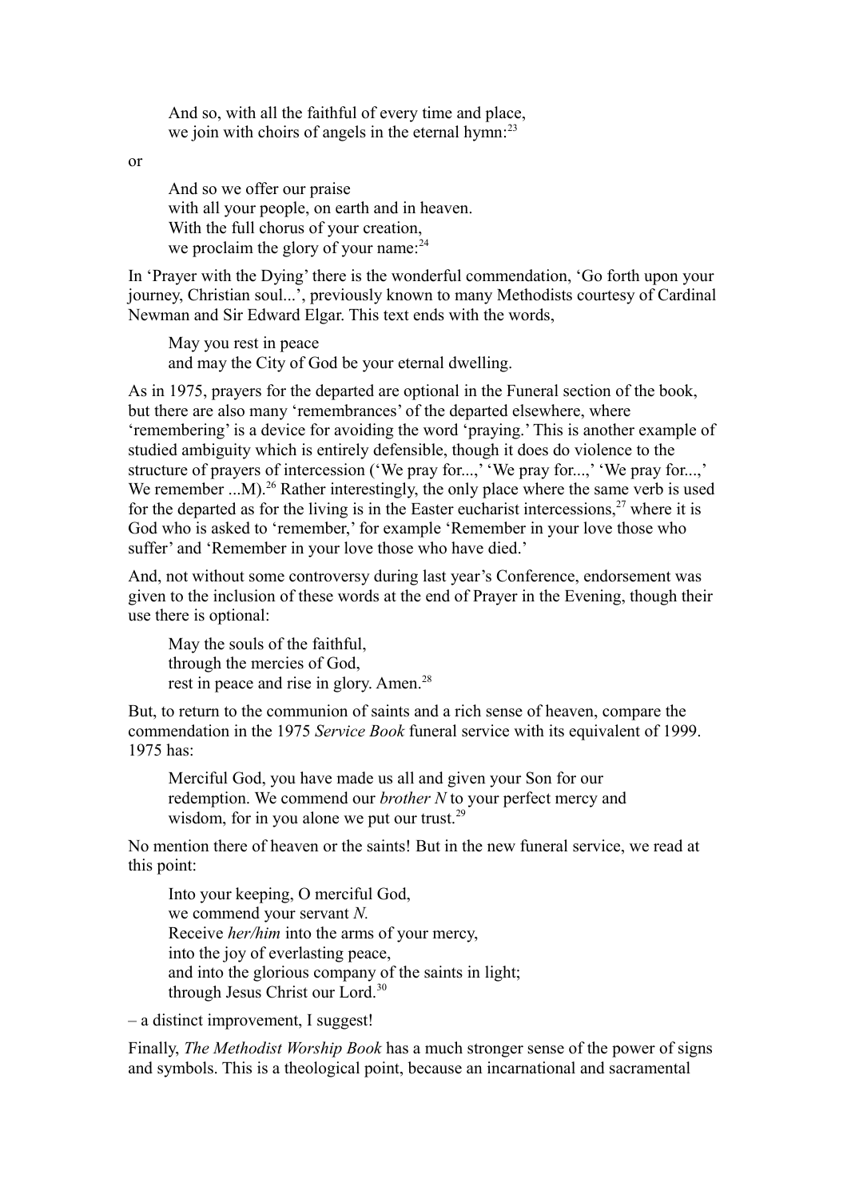> And so, with all the faithful of every time and place,
> we join with choirs of angels in the eternal hymn:[23]

or

> And so we offer our praise
> with all your people, on earth and in heaven.
> With the full chorus of your creation,
> we proclaim the glory of your name:[24]

In 'Prayer with the Dying' there is the wonderful commendation, 'Go forth upon your journey, Christian soul...', previously known to many Methodists courtesy of Cardinal Newman and Sir Edward Elgar. This text ends with the words,

> May you rest in peace
> and may the City of God be your eternal dwelling.

As in 1975, prayers for the departed are optional in the Funeral section of the book, but there are also many 'remembrances' of the departed elsewhere, where 'remembering' is a device for avoiding the word 'praying.' This is another example of studied ambiguity which is entirely defensible, though it does do violence to the structure of prayers of intercession ('We pray for...,' 'We pray for...,' 'We pray for...,' We remember ...M).[26] Rather interestingly, the only place where the same verb is used for the departed as for the living is in the Easter eucharist intercessions,[27] where it is God who is asked to 'remember,' for example 'Remember in your love those who suffer' and 'Remember in your love those who have died.'

And, not without some controversy during last year's Conference, endorsement was given to the inclusion of these words at the end of Prayer in the Evening, though their use there is optional:

> May the souls of the faithful,
> through the mercies of God,
> rest in peace and rise in glory. Amen.[28]

But, to return to the communion of saints and a rich sense of heaven, compare the commendation in the 1975 *Service Book* funeral service with its equivalent of 1999. 1975 has:

> Merciful God, you have made us all and given your Son for our redemption. We commend our *brother N* to your perfect mercy and wisdom, for in you alone we put our trust.[29]

No mention there of heaven or the saints! But in the new funeral service, we read at this point:

> Into your keeping, O merciful God,
> we commend your servant *N.*
> Receive *her/him* into the arms of your mercy,
> into the joy of everlasting peace,
> and into the glorious company of the saints in light;
> through Jesus Christ our Lord.[30]

– a distinct improvement, I suggest!

Finally, *The Methodist Worship Book* has a much stronger sense of the power of signs and symbols. This is a theological point, because an incarnational and sacramental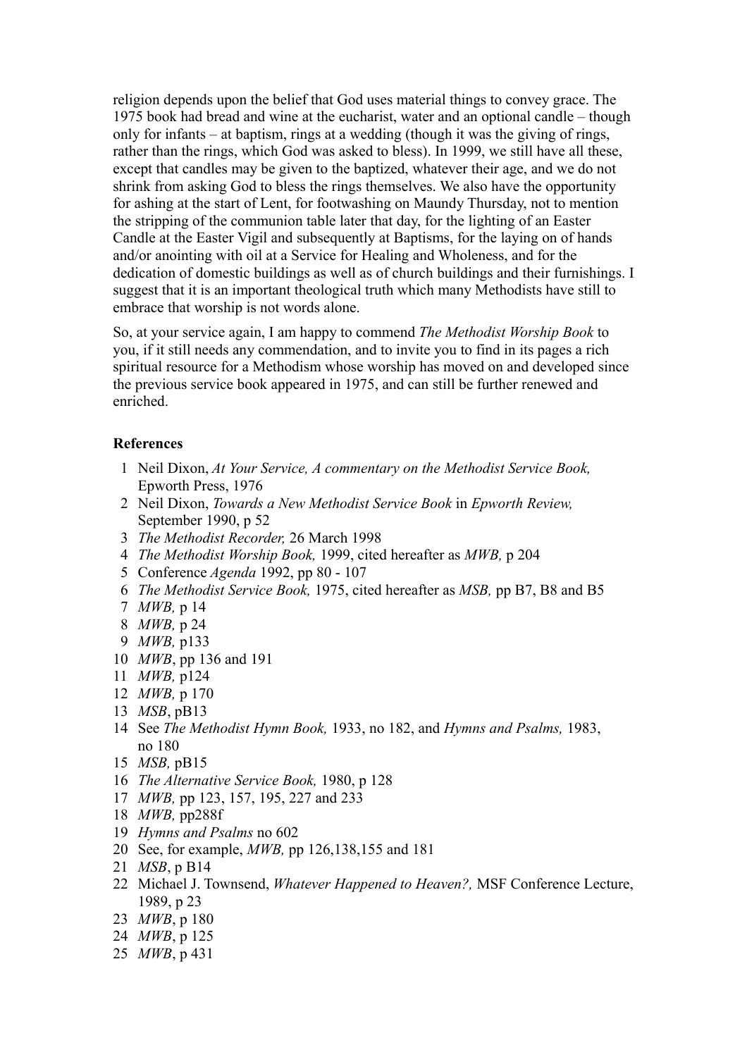religion depends upon the belief that God uses material things to convey grace. The 1975 book had bread and wine at the eucharist, water and an optional candle – though only for infants – at baptism, rings at a wedding (though it was the giving of rings, rather than the rings, which God was asked to bless). In 1999, we still have all these, except that candles may be given to the baptized, whatever their age, and we do not shrink from asking God to bless the rings themselves. We also have the opportunity for ashing at the start of Lent, for footwashing on Maundy Thursday, not to mention the stripping of the communion table later that day, for the lighting of an Easter Candle at the Easter Vigil and subsequently at Baptisms, for the laying on of hands and/or anointing with oil at a Service for Healing and Wholeness, and for the dedication of domestic buildings as well as of church buildings and their furnishings. I suggest that it is an important theological truth which many Methodists have still to embrace that worship is not words alone.

So, at your service again, I am happy to commend *The Methodist Worship Book* to you, if it still needs any commendation, and to invite you to find in its pages a rich spiritual resource for a Methodism whose worship has moved on and developed since the previous service book appeared in 1975, and can still be further renewed and enriched.

**References**

1. Neil Dixon, *At Your Service, A commentary on the Methodist Service Book,* Epworth Press, 1976
2. Neil Dixon, *Towards a New Methodist Service Book* in *Epworth Review,* September 1990, p 52
3. *The Methodist Recorder,* 26 March 1998
4. *The Methodist Worship Book,* 1999, cited hereafter as *MWB,* p 204
5. Conference *Agenda* 1992, pp 80 - 107
6. *The Methodist Service Book,* 1975, cited hereafter as *MSB,* pp B7, B8 and B5
7. *MWB,* p 14
8. *MWB,* p 24
9. *MWB,* p133
10. *MWB*, pp 136 and 191
11. *MWB,* p124
12. *MWB,* p 170
13. *MSB*, pB13
14. See *The Methodist Hymn Book,* 1933, no 182, and *Hymns and Psalms,* 1983, no 180
15. *MSB,* pB15
16. *The Alternative Service Book,* 1980, p 128
17. *MWB,* pp 123, 157, 195, 227 and 233
18. *MWB,* pp288f
19. *Hymns and Psalms* no 602
20. See, for example, *MWB,* pp 126,138,155 and 181
21. *MSB*, p B14
22. Michael J. Townsend, *Whatever Happened to Heaven?,* MSF Conference Lecture, 1989, p 23
23. *MWB*, p 180
24. *MWB*, p 125
25. *MWB*, p 431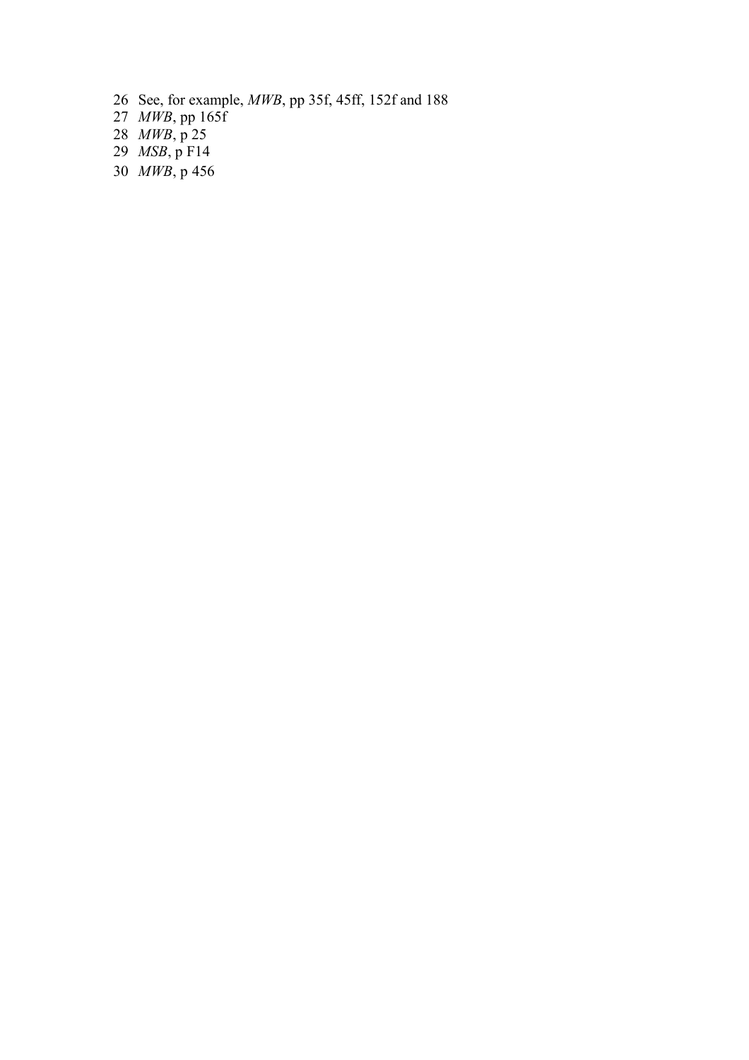26 See, for example, *MWB*, pp 35f, 45ff, 152f and 188

27 *MWB*, pp 165f

28 *MWB*, p 25

29 *MSB*, p F14

30 *MWB*, p 456